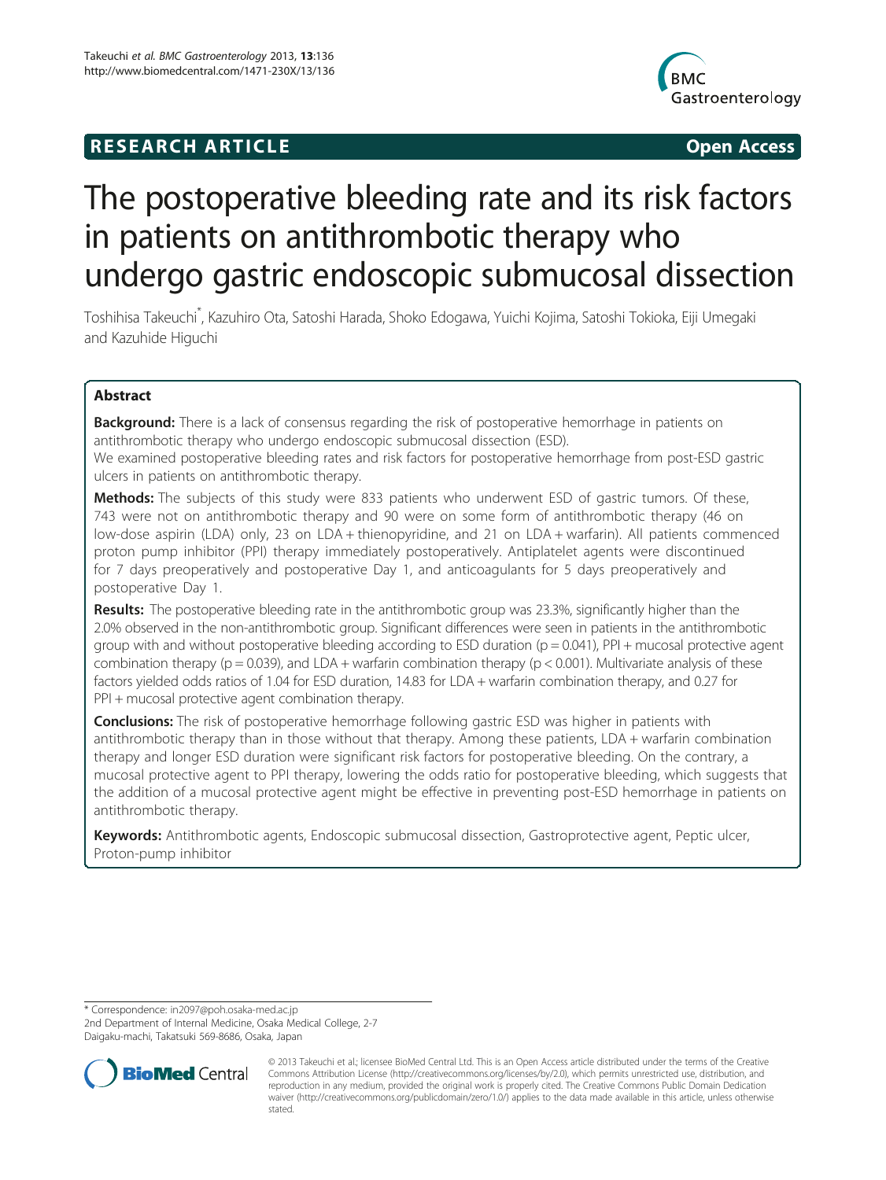**RESEARCH ARTICLE** **Open Access**

# The postoperative bleeding rate and its risk factors in patients on antithrombotic therapy who undergo gastric endoscopic submucosal dissection

Toshihisa Takeuchi*, Kazuhiro Ota, Satoshi Harada, Shoko Edogawa, Yuichi Kojima, Satoshi Tokioka, Eiji Umegaki and Kazuhide Higuchi

## Abstract

**Background:** There is a lack of consensus regarding the risk of postoperative hemorrhage in patients on antithrombotic therapy who undergo endoscopic submucosal dissection (ESD).

We examined postoperative bleeding rates and risk factors for postoperative hemorrhage from post-ESD gastric ulcers in patients on antithrombotic therapy.

**Methods:** The subjects of this study were 833 patients who underwent ESD of gastric tumors. Of these, 743 were not on antithrombotic therapy and 90 were on some form of antithrombotic therapy (46 on low-dose aspirin (LDA) only, 23 on LDA + thienopyridine, and 21 on LDA + warfarin). All patients commenced proton pump inhibitor (PPI) therapy immediately postoperatively. Antiplatelet agents were discontinued for 7 days preoperatively and postoperative Day 1, and anticoagulants for 5 days preoperatively and postoperative Day 1.

**Results:** The postoperative bleeding rate in the antithrombotic group was 23.3%, significantly higher than the 2.0% observed in the non-antithrombotic group. Significant differences were seen in patients in the antithrombotic group with and without postoperative bleeding according to ESD duration ($p = 0.041$), PPI + mucosal protective agent combination therapy ($p = 0.039$), and LDA + warfarin combination therapy ($p < 0.001$). Multivariate analysis of these factors yielded odds ratios of 1.04 for ESD duration, 14.83 for LDA + warfarin combination therapy, and 0.27 for PPI + mucosal protective agent combination therapy.

**Conclusions:** The risk of postoperative hemorrhage following gastric ESD was higher in patients with antithrombotic therapy than in those without that therapy. Among these patients, LDA + warfarin combination therapy and longer ESD duration were significant risk factors for postoperative bleeding. On the contrary, a mucosal protective agent to PPI therapy, lowering the odds ratio for postoperative bleeding, which suggests that the addition of a mucosal protective agent might be effective in preventing post-ESD hemorrhage in patients on antithrombotic therapy.

**Keywords:** Antithrombotic agents, Endoscopic submucosal dissection, Gastroprotective agent, Peptic ulcer, Proton-pump inhibitor

---

* Correspondence: in2097@poh.osaka-med.ac.jp
2nd Department of Internal Medicine, Osaka Medical College, 2-7 Daigaku-machi, Takatsuki 569-8686, Osaka, Japan

© 2013 Takeuchi et al.; licensee BioMed Central Ltd. This is an Open Access article distributed under the terms of the Creative Commons Attribution License (http://creativecommons.org/licenses/by/2.0), which permits unrestricted use, distribution, and reproduction in any medium, provided the original work is properly cited. The Creative Commons Public Domain Dedication waiver (http://creativecommons.org/publicdomain/zero/1.0/) applies to the data made available in this article, unless otherwise stated.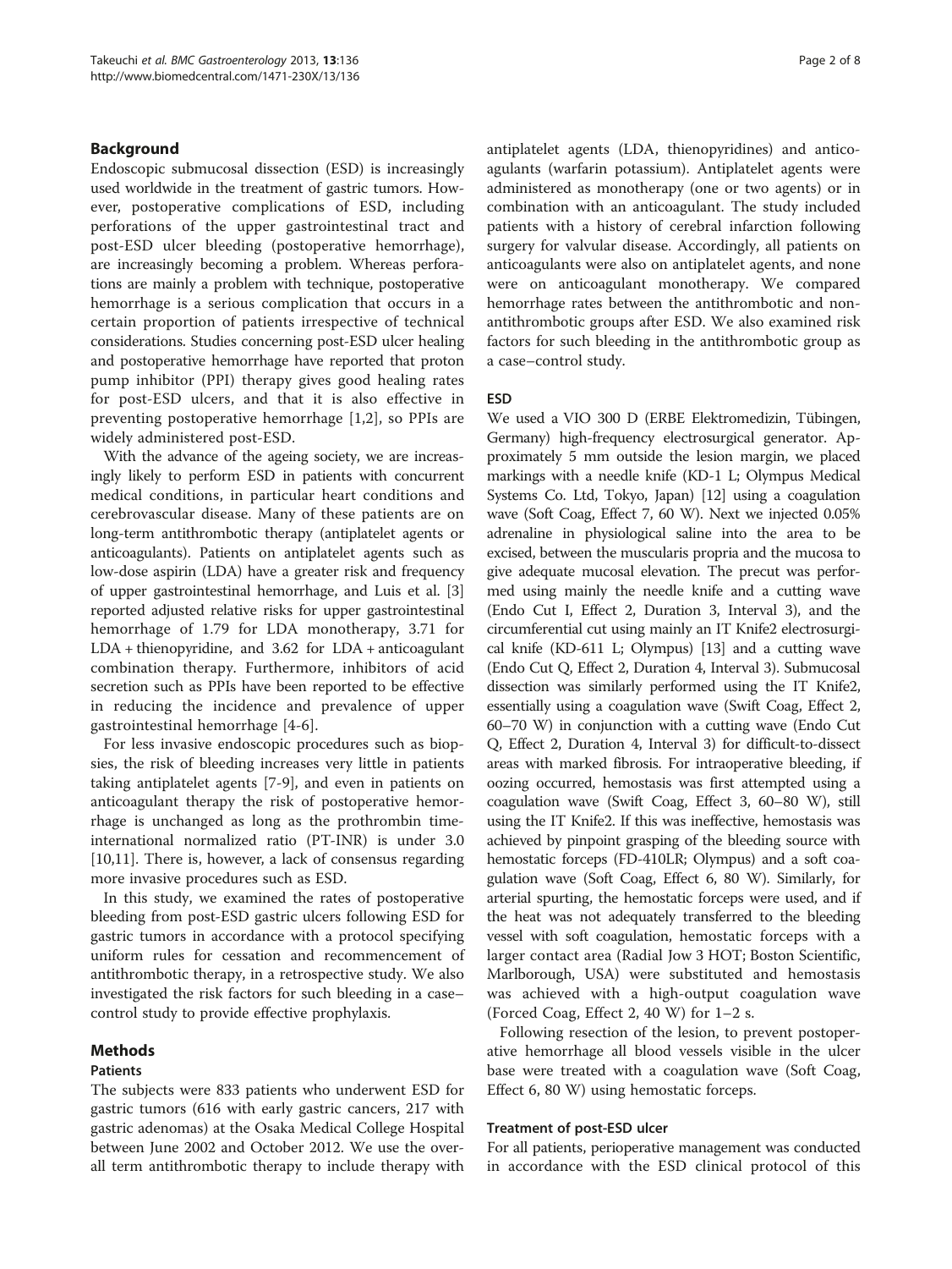## Background

Endoscopic submucosal dissection (ESD) is increasingly used worldwide in the treatment of gastric tumors. However, postoperative complications of ESD, including perforations of the upper gastrointestinal tract and post-ESD ulcer bleeding (postoperative hemorrhage), are increasingly becoming a problem. Whereas perforations are mainly a problem with technique, postoperative hemorrhage is a serious complication that occurs in a certain proportion of patients irrespective of technical considerations. Studies concerning post-ESD ulcer healing and postoperative hemorrhage have reported that proton pump inhibitor (PPI) therapy gives good healing rates for post-ESD ulcers, and that it is also effective in preventing postoperative hemorrhage [1,2], so PPIs are widely administered post-ESD.

With the advance of the ageing society, we are increasingly likely to perform ESD in patients with concurrent medical conditions, in particular heart conditions and cerebrovascular disease. Many of these patients are on long-term antithrombotic therapy (antiplatelet agents or anticoagulants). Patients on antiplatelet agents such as low-dose aspirin (LDA) have a greater risk and frequency of upper gastrointestinal hemorrhage, and Luis et al. [3] reported adjusted relative risks for upper gastrointestinal hemorrhage of 1.79 for LDA monotherapy, 3.71 for LDA + thienopyridine, and 3.62 for LDA + anticoagulant combination therapy. Furthermore, inhibitors of acid secretion such as PPIs have been reported to be effective in reducing the incidence and prevalence of upper gastrointestinal hemorrhage [4-6].

For less invasive endoscopic procedures such as biopsies, the risk of bleeding increases very little in patients taking antiplatelet agents [7-9], and even in patients on anticoagulant therapy the risk of postoperative hemorrhage is unchanged as long as the prothrombin time-international normalized ratio (PT-INR) is under 3.0 [10,11]. There is, however, a lack of consensus regarding more invasive procedures such as ESD.

In this study, we examined the rates of postoperative bleeding from post-ESD gastric ulcers following ESD for gastric tumors in accordance with a protocol specifying uniform rules for cessation and recommencement of antithrombotic therapy, in a retrospective study. We also investigated the risk factors for such bleeding in a case–control study to provide effective prophylaxis.

## Methods

### Patients

The subjects were 833 patients who underwent ESD for gastric tumors (616 with early gastric cancers, 217 with gastric adenomas) at the Osaka Medical College Hospital between June 2002 and October 2012. We use the overall term antithrombotic therapy to include therapy with antiplatelet agents (LDA, thienopyridines) and anticoagulants (warfarin potassium). Antiplatelet agents were administered as monotherapy (one or two agents) or in combination with an anticoagulant. The study included patients with a history of cerebral infarction following surgery for valvular disease. Accordingly, all patients on anticoagulants were also on antiplatelet agents, and none were on anticoagulant monotherapy. We compared hemorrhage rates between the antithrombotic and non-antithrombotic groups after ESD. We also examined risk factors for such bleeding in the antithrombotic group as a case–control study.

### ESD

We used a VIO 300 D (ERBE Elektromedizin, Tübingen, Germany) high-frequency electrosurgical generator. Approximately 5 mm outside the lesion margin, we placed markings with a needle knife (KD-1 L; Olympus Medical Systems Co. Ltd, Tokyo, Japan) [12] using a coagulation wave (Soft Coag, Effect 7, 60 W). Next we injected 0.05% adrenaline in physiological saline into the area to be excised, between the muscularis propria and the mucosa to give adequate mucosal elevation. The precut was performed using mainly the needle knife and a cutting wave (Endo Cut I, Effect 2, Duration 3, Interval 3), and the circumferential cut using mainly an IT Knife2 electrosurgical knife (KD-611 L; Olympus) [13] and a cutting wave (Endo Cut Q, Effect 2, Duration 4, Interval 3). Submucosal dissection was similarly performed using the IT Knife2, essentially using a coagulation wave (Swift Coag, Effect 2, 60–70 W) in conjunction with a cutting wave (Endo Cut Q, Effect 2, Duration 4, Interval 3) for difficult-to-dissect areas with marked fibrosis. For intraoperative bleeding, if oozing occurred, hemostasis was first attempted using a coagulation wave (Swift Coag, Effect 3, 60–80 W), still using the IT Knife2. If this was ineffective, hemostasis was achieved by pinpoint grasping of the bleeding source with hemostatic forceps (FD-410LR; Olympus) and a soft coagulation wave (Soft Coag, Effect 6, 80 W). Similarly, for arterial spurting, the hemostatic forceps were used, and if the heat was not adequately transferred to the bleeding vessel with soft coagulation, hemostatic forceps with a larger contact area (Radial Jow 3 HOT; Boston Scientific, Marlborough, USA) were substituted and hemostasis was achieved with a high-output coagulation wave (Forced Coag, Effect 2, 40 W) for 1–2 s.

Following resection of the lesion, to prevent postoperative hemorrhage all blood vessels visible in the ulcer base were treated with a coagulation wave (Soft Coag, Effect 6, 80 W) using hemostatic forceps.

### Treatment of post-ESD ulcer

For all patients, perioperative management was conducted in accordance with the ESD clinical protocol of this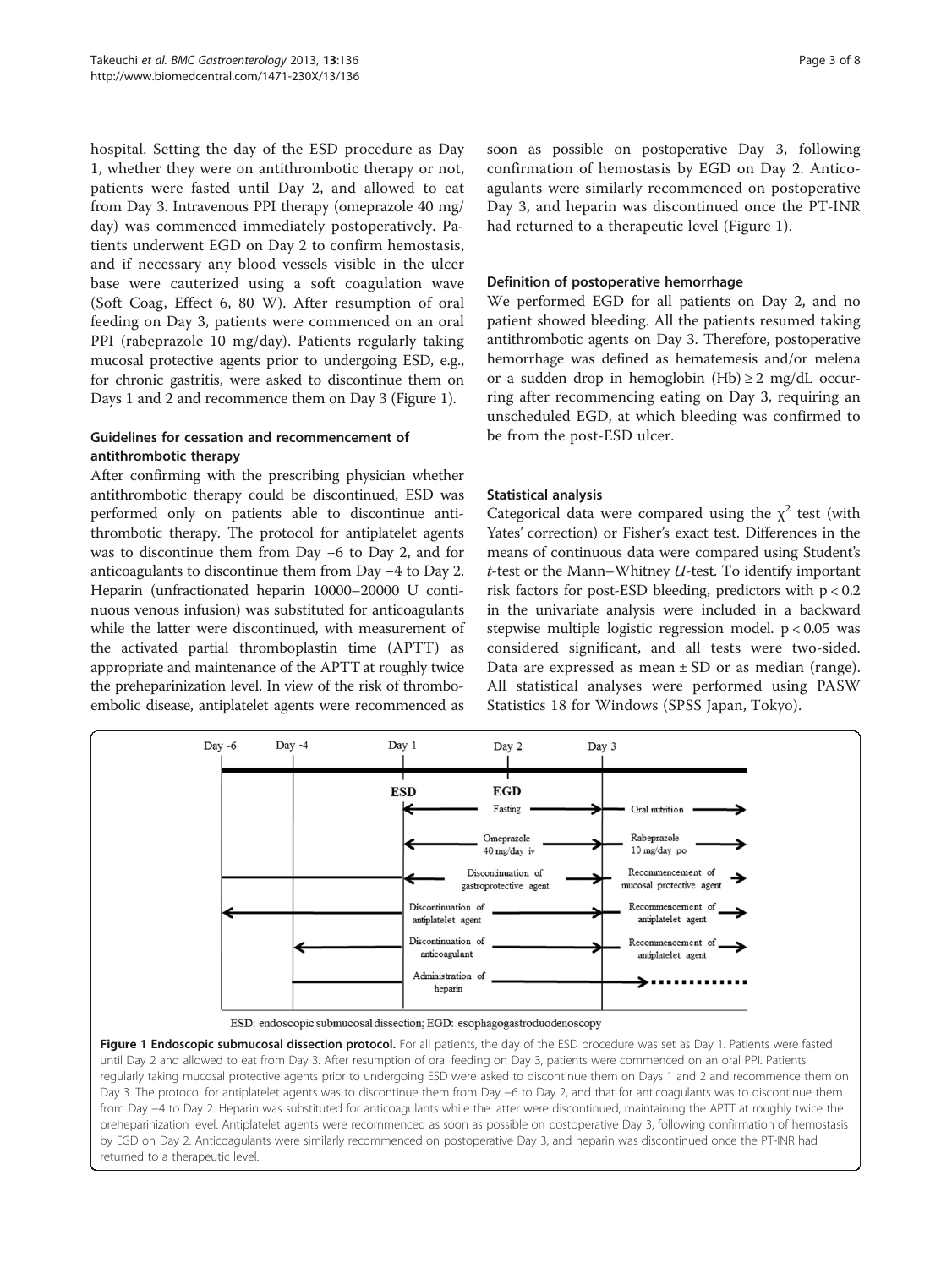hospital. Setting the day of the ESD procedure as Day 1, whether they were on antithrombotic therapy or not, patients were fasted until Day 2, and allowed to eat from Day 3. Intravenous PPI therapy (omeprazole 40 mg/day) was commenced immediately postoperatively. Patients underwent EGD on Day 2 to confirm hemostasis, and if necessary any blood vessels visible in the ulcer base were cauterized using a soft coagulation wave (Soft Coag, Effect 6, 80 W). After resumption of oral feeding on Day 3, patients were commenced on an oral PPI (rabeprazole 10 mg/day). Patients regularly taking mucosal protective agents prior to undergoing ESD, e.g., for chronic gastritis, were asked to discontinue them on Days 1 and 2 and recommence them on Day 3 (Figure 1).

### Guidelines for cessation and recommencement of antithrombotic therapy

After confirming with the prescribing physician whether antithrombotic therapy could be discontinued, ESD was performed only on patients able to discontinue antithrombotic therapy. The protocol for antiplatelet agents was to discontinue them from Day −6 to Day 2, and for anticoagulants to discontinue them from Day −4 to Day 2. Heparin (unfractionated heparin 10000–20000 U continuous venous infusion) was substituted for anticoagulants while the latter were discontinued, with measurement of the activated partial thromboplastin time (APTT) as appropriate and maintenance of the APTT at roughly twice the preheparinization level. In view of the risk of thromboembolic disease, antiplatelet agents were recommenced as soon as possible on postoperative Day 3, following confirmation of hemostasis by EGD on Day 2. Anticoagulants were similarly recommenced on postoperative Day 3, and heparin was discontinued once the PT-INR had returned to a therapeutic level (Figure 1).

### Definition of postoperative hemorrhage

We performed EGD for all patients on Day 2, and no patient showed bleeding. All the patients resumed taking antithrombotic agents on Day 3. Therefore, postoperative hemorrhage was defined as hematemesis and/or melena or a sudden drop in hemoglobin (Hb) ≥ 2 mg/dL occurring after recommencing eating on Day 3, requiring an unscheduled EGD, at which bleeding was confirmed to be from the post-ESD ulcer.

### Statistical analysis

Categorical data were compared using the $\chi^2$ test (with Yates' correction) or Fisher's exact test. Differences in the means of continuous data were compared using Student's *t*-test or the Mann–Whitney *U*-test. To identify important risk factors for post-ESD bleeding, predictors with $p < 0.2$ in the univariate analysis were included in a backward stepwise multiple logistic regression model. $p < 0.05$ was considered significant, and all tests were two-sided. Data are expressed as mean ± SD or as median (range). All statistical analyses were performed using PASW Statistics 18 for Windows (SPSS Japan, Tokyo).

Day -6
Day -4
Day 1
Day 2
Day 3
ESD
EGD
Fasting
Oral nutrition
Omeprazole 40 mg/day iv
Rabeprazole 10 mg/day po
Discontinuation of gastroprotective agent
Recommencement of mucosal protective agent
Discontinuation of antiplatelet agent
Recommencement of antiplatelet agent
Discontinuation of anticoagulant
Recommencement of antiplatelet agent
Administration of heparin

ESD: endoscopic submucosal dissection; EGD: esophagogastroduodenoscopy

**Figure 1 Endoscopic submucosal dissection protocol.** For all patients, the day of the ESD procedure was set as Day 1. Patients were fasted until Day 2 and allowed to eat from Day 3. After resumption of oral feeding on Day 3, patients were commenced on an oral PPI. Patients regularly taking mucosal protective agents prior to undergoing ESD were asked to discontinue them on Days 1 and 2 and recommence them on Day 3. The protocol for antiplatelet agents was to discontinue them from Day −6 to Day 2, and that for anticoagulants was to discontinue them from Day −4 to Day 2. Heparin was substituted for anticoagulants while the latter were discontinued, maintaining the APTT at roughly twice the preheparinization level. Antiplatelet agents were recommenced as soon as possible on postoperative Day 3, following confirmation of hemostasis by EGD on Day 2. Anticoagulants were similarly recommenced on postoperative Day 3, and heparin was discontinued once the PT-INR had returned to a therapeutic level.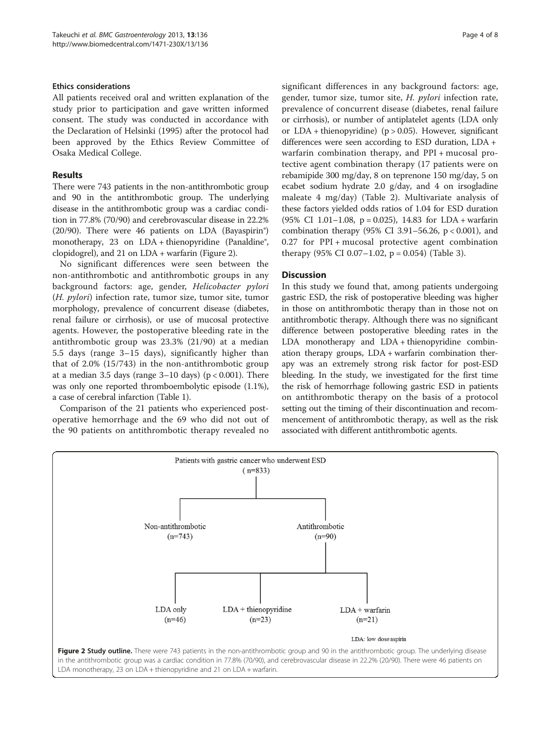#### Ethics considerations

All patients received oral and written explanation of the study prior to participation and gave written informed consent. The study was conducted in accordance with the Declaration of Helsinki (1995) after the protocol had been approved by the Ethics Review Committee of Osaka Medical College.

## Results

There were 743 patients in the non-antithrombotic group and 90 in the antithrombotic group. The underlying disease in the antithrombotic group was a cardiac condition in 77.8% (70/90) and cerebrovascular disease in 22.2% (20/90). There were 46 patients on LDA (Bayaspirin®) monotherapy, 23 on LDA + thienopyridine (Panaldine®, clopidogrel), and 21 on LDA + warfarin (Figure 2).

No significant differences were seen between the non-antithrombotic and antithrombotic groups in any background factors: age, gender, *Helicobacter pylori* (*H. pylori*) infection rate, tumor size, tumor site, tumor morphology, prevalence of concurrent disease (diabetes, renal failure or cirrhosis), or use of mucosal protective agents. However, the postoperative bleeding rate in the antithrombotic group was 23.3% (21/90) at a median 5.5 days (range 3–15 days), significantly higher than that of 2.0% (15/743) in the non-antithrombotic group at a median 3.5 days (range 3–10 days) ($p < 0.001$). There was only one reported thromboembolytic episode (1.1%), a case of cerebral infarction (Table 1).

Comparison of the 21 patients who experienced postoperative hemorrhage and the 69 who did not out of the 90 patients on antithrombotic therapy revealed no significant differences in any background factors: age, gender, tumor size, tumor site, *H. pylori* infection rate, prevalence of concurrent disease (diabetes, renal failure or cirrhosis), or number of antiplatelet agents (LDA only or LDA + thienopyridine) ($p > 0.05$). However, significant differences were seen according to ESD duration, LDA + warfarin combination therapy, and PPI + mucosal protective agent combination therapy (17 patients were on rebamipide 300 mg/day, 8 on teprenone 150 mg/day, 5 on ecabet sodium hydrate 2.0 g/day, and 4 on irsogladine maleate 4 mg/day) (Table 2). Multivariate analysis of these factors yielded odds ratios of 1.04 for ESD duration (95% CI 1.01–1.08, $p = 0.025$), 14.83 for LDA + warfarin combination therapy (95% CI 3.91–56.26, $p < 0.001$), and 0.27 for PPI + mucosal protective agent combination therapy (95% CI 0.07–1.02, $p = 0.054$) (Table 3).

## Discussion

In this study we found that, among patients undergoing gastric ESD, the risk of postoperative bleeding was higher in those on antithrombotic therapy than in those not on antithrombotic therapy. Although there was no significant difference between postoperative bleeding rates in the LDA monotherapy and LDA + thienopyridine combination therapy groups, LDA + warfarin combination therapy was an extremely strong risk factor for post-ESD bleeding. In the study, we investigated for the first time the risk of hemorrhage following gastric ESD in patients on antithrombotic therapy on the basis of a protocol setting out the timing of their discontinuation and recommencement of antithrombotic therapy, as well as the risk associated with different antithrombotic agents.

Patients with gastric cancer who underwent ESD
(n=833)

Non-antithrombotic
(n=743)

Antithrombotic
(n=90)

LDA only
(n=46)

LDA + thienopyridine
(n=23)

LDA + warfarin
(n=21)

LDA: low dose aspirin

**Figure 2 Study outline.** There were 743 patients in the non-antithrombotic group and 90 in the antithrombotic group. The underlying disease in the antithrombotic group was a cardiac condition in 77.8% (70/90), and cerebrovascular disease in 22.2% (20/90). There were 46 patients on LDA monotherapy, 23 on LDA + thienopyridine and 21 on LDA + warfarin.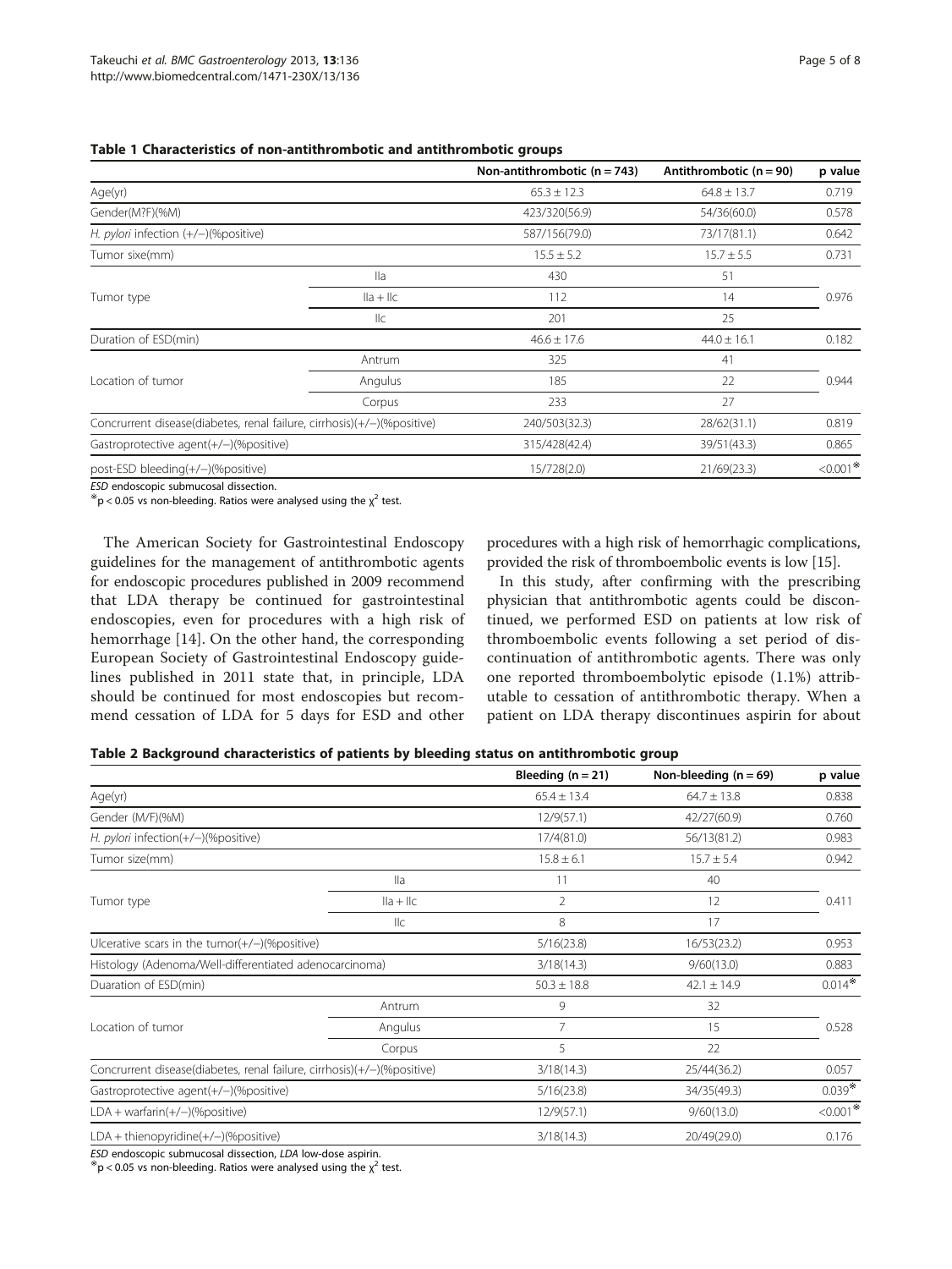**Table 1 Characteristics of non-antithrombotic and antithrombotic groups**

| | | Non-antithrombotic (n = 743) | Antithrombotic (n = 90) | p value |
|---|---|---|---|---|
| Age(yr) | | 65.3 ± 12.3 | 64.8 ± 13.7 | 0.719 |
| Gender(M?F)(%M) | | 423/320(56.9) | 54/36(60.0) | 0.578 |
| *H. pylori* infection (+/−)(%positive) | | 587/156(79.0) | 73/17(81.1) | 0.642 |
| Tumor sixe(mm) | | 15.5 ± 5.2 | 15.7 ± 5.5 | 0.731 |
| Tumor type | IIa | 430 | 51 | 0.976 |
| | IIa + IIc | 112 | 14 | |
| | IIc | 201 | 25 | |
| Duration of ESD(min) | | 46.6 ± 17.6 | 44.0 ± 16.1 | 0.182 |
| Location of tumor | Antrum | 325 | 41 | 0.944 |
| | Angulus | 185 | 22 | |
| | Corpus | 233 | 27 | |
| Concrurrent disease(diabetes, renal failure, cirrhosis)(+/−)(%positive) | | 240/503(32.3) | 28/62(31.1) | 0.819 |
| Gastroprotective agent(+/−)(%positive) | | 315/428(42.4) | 39/51(43.3) | 0.865 |
| post-ESD bleeding(+/−)(%positive) | | 15/728(2.0) | 21/69(23.3) | <0.001* |

*ESD* endoscopic submucosal dissection.
*$p < 0.05$ vs non-bleeding. Ratios were analysed using the $\chi^2$ test.

The American Society for Gastrointestinal Endoscopy guidelines for the management of antithrombotic agents for endoscopic procedures published in 2009 recommend that LDA therapy be continued for gastrointestinal endoscopies, even for procedures with a high risk of hemorrhage [14]. On the other hand, the corresponding European Society of Gastrointestinal Endoscopy guidelines published in 2011 state that, in principle, LDA should be continued for most endoscopies but recommend cessation of LDA for 5 days for ESD and other procedures with a high risk of hemorrhagic complications, provided the risk of thromboembolic events is low [15].

In this study, after confirming with the prescribing physician that antithrombotic agents could be discontinued, we performed ESD on patients at low risk of thromboembolic events following a set period of discontinuation of antithrombotic agents. There was only one reported thromboembolytic episode (1.1%) attributable to cessation of antithrombotic therapy. When a patient on LDA therapy discontinues aspirin for about

**Table 2 Background characteristics of patients by bleeding status on antithrombotic group**

| | | Bleeding (n = 21) | Non-bleeding (n = 69) | p value |
|---|---|---|---|---|
| Age(yr) | | 65.4 ± 13.4 | 64.7 ± 13.8 | 0.838 |
| Gender (M/F)(%M) | | 12/9(57.1) | 42/27(60.9) | 0.760 |
| *H. pylori* infection(+/−)(%positive) | | 17/4(81.0) | 56/13(81.2) | 0.983 |
| Tumor size(mm) | | 15.8 ± 6.1 | 15.7 ± 5.4 | 0.942 |
| Tumor type | IIa | 11 | 40 | 0.411 |
| | IIa + IIc | 2 | 12 | |
| | IIc | 8 | 17 | |
| Ulcerative scars in the tumor(+/−)(%positive) | | 5/16(23.8) | 16/53(23.2) | 0.953 |
| Histology (Adenoma/Well-differentiated adenocarcinoma) | | 3/18(14.3) | 9/60(13.0) | 0.883 |
| Duaration of ESD(min) | | 50.3 ± 18.8 | 42.1 ± 14.9 | 0.014* |
| Location of tumor | Antrum | 9 | 32 | 0.528 |
| | Angulus | 7 | 15 | |
| | Corpus | 5 | 22 | |
| Concrurrent disease(diabetes, renal failure, cirrhosis)(+/−)(%positive) | | 3/18(14.3) | 25/44(36.2) | 0.057 |
| Gastroprotective agent(+/−)(%positive) | | 5/16(23.8) | 34/35(49.3) | 0.039* |
| LDA + warfarin(+/−)(%positive) | | 12/9(57.1) | 9/60(13.0) | <0.001* |
| LDA + thienopyridine(+/−)(%positive) | | 3/18(14.3) | 20/49(29.0) | 0.176 |

*ESD* endoscopic submucosal dissection, *LDA* low-dose aspirin.
*$p < 0.05$ vs non-bleeding. Ratios were analysed using the $\chi^2$ test.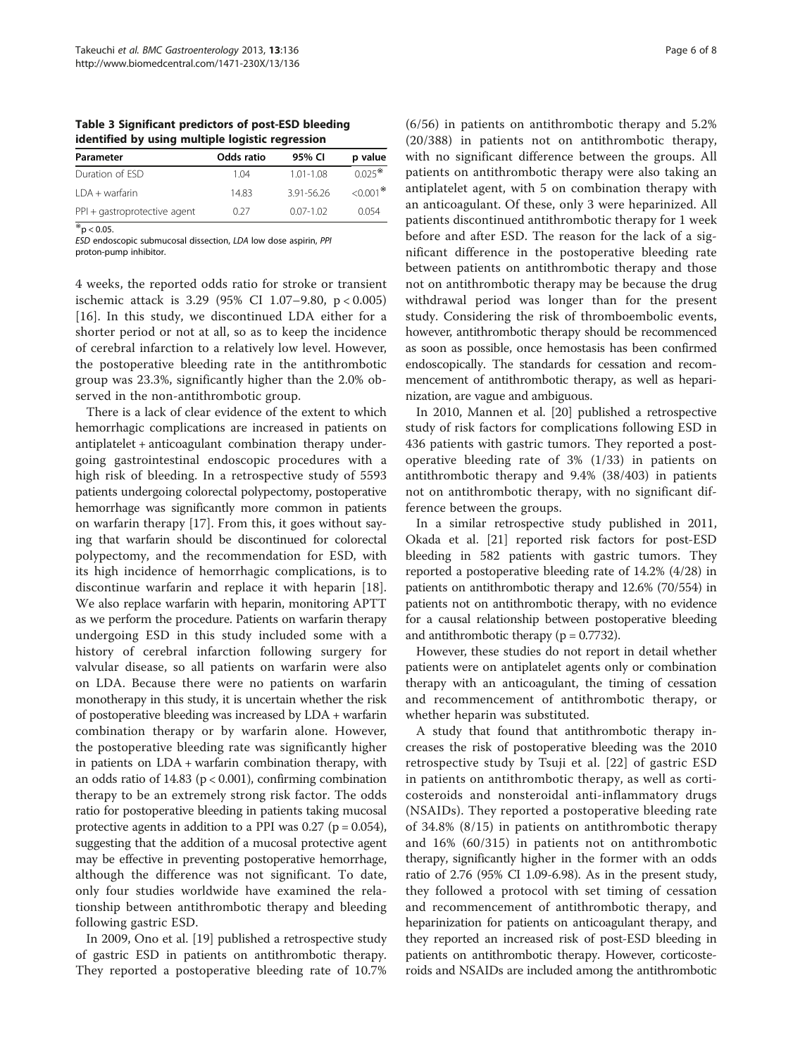**Table 3 Significant predictors of post-ESD bleeding identified by using multiple logistic regression**

| Parameter | Odds ratio | 95% CI | p value |
|---|---|---|---|
| Duration of ESD | 1.04 | 1.01-1.08 | 0.025* |
| LDA + warfarin | 14.83 | 3.91-56.26 | <0.001* |
| PPI + gastroprotective agent | 0.27 | 0.07-1.02 | 0.054 |

*p < 0.05.

*ESD* endoscopic submucosal dissection, *LDA* low dose aspirin, *PPI* proton-pump inhibitor.

4 weeks, the reported odds ratio for stroke or transient ischemic attack is 3.29 (95% CI 1.07–9.80, $p < 0.005$) [16]. In this study, we discontinued LDA either for a shorter period or not at all, so as to keep the incidence of cerebral infarction to a relatively low level. However, the postoperative bleeding rate in the antithrombotic group was 23.3%, significantly higher than the 2.0% observed in the non-antithrombotic group.

There is a lack of clear evidence of the extent to which hemorrhagic complications are increased in patients on antiplatelet + anticoagulant combination therapy undergoing gastrointestinal endoscopic procedures with a high risk of bleeding. In a retrospective study of 5593 patients undergoing colorectal polypectomy, postoperative hemorrhage was significantly more common in patients on warfarin therapy [17]. From this, it goes without saying that warfarin should be discontinued for colorectal polypectomy, and the recommendation for ESD, with its high incidence of hemorrhagic complications, is to discontinue warfarin and replace it with heparin [18]. We also replace warfarin with heparin, monitoring APTT as we perform the procedure. Patients on warfarin therapy undergoing ESD in this study included some with a history of cerebral infarction following surgery for valvular disease, so all patients on warfarin were also on LDA. Because there were no patients on warfarin monotherapy in this study, it is uncertain whether the risk of postoperative bleeding was increased by LDA + warfarin combination therapy or by warfarin alone. However, the postoperative bleeding rate was significantly higher in patients on LDA + warfarin combination therapy, with an odds ratio of 14.83 ($p < 0.001$), confirming combination therapy to be an extremely strong risk factor. The odds ratio for postoperative bleeding in patients taking mucosal protective agents in addition to a PPI was 0.27 ($p = 0.054$), suggesting that the addition of a mucosal protective agent may be effective in preventing postoperative hemorrhage, although the difference was not significant. To date, only four studies worldwide have examined the relationship between antithrombotic therapy and bleeding following gastric ESD.

In 2009, Ono et al. [19] published a retrospective study of gastric ESD in patients on antithrombotic therapy. They reported a postoperative bleeding rate of 10.7% (6/56) in patients on antithrombotic therapy and 5.2% (20/388) in patients not on antithrombotic therapy, with no significant difference between the groups. All patients on antithrombotic therapy were also taking an antiplatelet agent, with 5 on combination therapy with an anticoagulant. Of these, only 3 were heparinized. All patients discontinued antithrombotic therapy for 1 week before and after ESD. The reason for the lack of a significant difference in the postoperative bleeding rate between patients on antithrombotic therapy and those not on antithrombotic therapy may be because the drug withdrawal period was longer than for the present study. Considering the risk of thromboembolic events, however, antithrombotic therapy should be recommenced as soon as possible, once hemostasis has been confirmed endoscopically. The standards for cessation and recommencement of antithrombotic therapy, as well as heparinization, are vague and ambiguous.

In 2010, Mannen et al. [20] published a retrospective study of risk factors for complications following ESD in 436 patients with gastric tumors. They reported a postoperative bleeding rate of 3% (1/33) in patients on antithrombotic therapy and 9.4% (38/403) in patients not on antithrombotic therapy, with no significant difference between the groups.

In a similar retrospective study published in 2011, Okada et al. [21] reported risk factors for post-ESD bleeding in 582 patients with gastric tumors. They reported a postoperative bleeding rate of 14.2% (4/28) in patients on antithrombotic therapy and 12.6% (70/554) in patients not on antithrombotic therapy, with no evidence for a causal relationship between postoperative bleeding and antithrombotic therapy ($p = 0.7732$).

However, these studies do not report in detail whether patients were on antiplatelet agents only or combination therapy with an anticoagulant, the timing of cessation and recommencement of antithrombotic therapy, or whether heparin was substituted.

A study that found that antithrombotic therapy increases the risk of postoperative bleeding was the 2010 retrospective study by Tsuji et al. [22] of gastric ESD in patients on antithrombotic therapy, as well as corticosteroids and nonsteroidal anti-inflammatory drugs (NSAIDs). They reported a postoperative bleeding rate of 34.8% (8/15) in patients on antithrombotic therapy and 16% (60/315) in patients not on antithrombotic therapy, significantly higher in the former with an odds ratio of 2.76 (95% CI 1.09-6.98). As in the present study, they followed a protocol with set timing of cessation and recommencement of antithrombotic therapy, and heparinization for patients on anticoagulant therapy, and they reported an increased risk of post-ESD bleeding in patients on antithrombotic therapy. However, corticosteroids and NSAIDs are included among the antithrombotic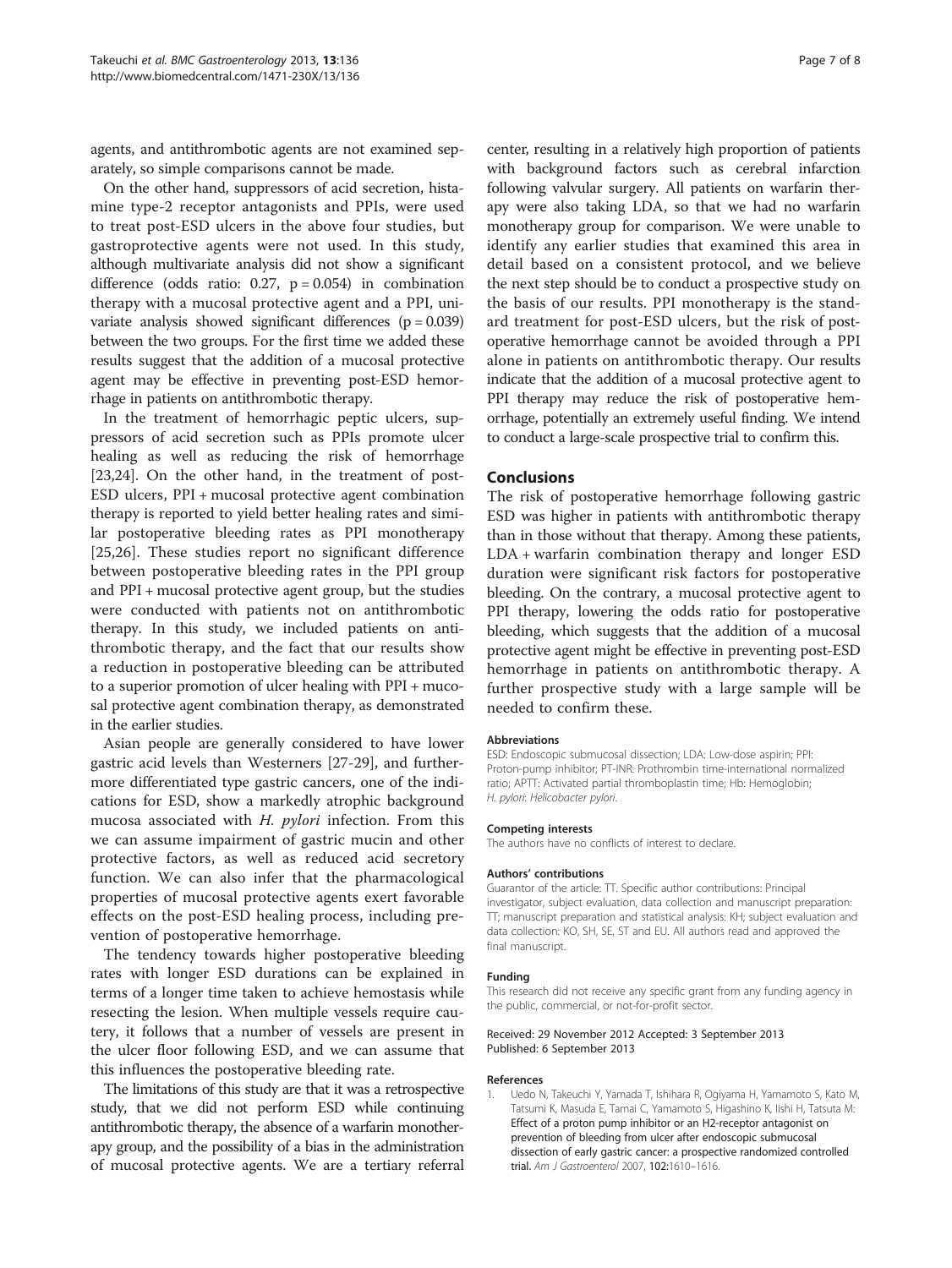agents, and antithrombotic agents are not examined separately, so simple comparisons cannot be made.

On the other hand, suppressors of acid secretion, histamine type-2 receptor antagonists and PPIs, were used to treat post-ESD ulcers in the above four studies, but gastroprotective agents were not used. In this study, although multivariate analysis did not show a significant difference (odds ratio: 0.27, $p = 0.054$) in combination therapy with a mucosal protective agent and a PPI, univariate analysis showed significant differences ($p = 0.039$) between the two groups. For the first time we added these results suggest that the addition of a mucosal protective agent may be effective in preventing post-ESD hemorrhage in patients on antithrombotic therapy.

In the treatment of hemorrhagic peptic ulcers, suppressors of acid secretion such as PPIs promote ulcer healing as well as reducing the risk of hemorrhage [23,24]. On the other hand, in the treatment of post-ESD ulcers, PPI + mucosal protective agent combination therapy is reported to yield better healing rates and similar postoperative bleeding rates as PPI monotherapy [25,26]. These studies report no significant difference between postoperative bleeding rates in the PPI group and PPI + mucosal protective agent group, but the studies were conducted with patients not on antithrombotic therapy. In this study, we included patients on antithrombotic therapy, and the fact that our results show a reduction in postoperative bleeding can be attributed to a superior promotion of ulcer healing with PPI + mucosal protective agent combination therapy, as demonstrated in the earlier studies.

Asian people are generally considered to have lower gastric acid levels than Westerners [27-29], and furthermore differentiated type gastric cancers, one of the indications for ESD, show a markedly atrophic background mucosa associated with *H. pylori* infection. From this we can assume impairment of gastric mucin and other protective factors, as well as reduced acid secretory function. We can also infer that the pharmacological properties of mucosal protective agents exert favorable effects on the post-ESD healing process, including prevention of postoperative hemorrhage.

The tendency towards higher postoperative bleeding rates with longer ESD durations can be explained in terms of a longer time taken to achieve hemostasis while resecting the lesion. When multiple vessels require cautery, it follows that a number of vessels are present in the ulcer floor following ESD, and we can assume that this influences the postoperative bleeding rate.

The limitations of this study are that it was a retrospective study, that we did not perform ESD while continuing antithrombotic therapy, the absence of a warfarin monotherapy group, and the possibility of a bias in the administration of mucosal protective agents. We are a tertiary referral center, resulting in a relatively high proportion of patients with background factors such as cerebral infarction following valvular surgery. All patients on warfarin therapy were also taking LDA, so that we had no warfarin monotherapy group for comparison. We were unable to identify any earlier studies that examined this area in detail based on a consistent protocol, and we believe the next step should be to conduct a prospective study on the basis of our results. PPI monotherapy is the standard treatment for post-ESD ulcers, but the risk of postoperative hemorrhage cannot be avoided through a PPI alone in patients on antithrombotic therapy. Our results indicate that the addition of a mucosal protective agent to PPI therapy may reduce the risk of postoperative hemorrhage, potentially an extremely useful finding. We intend to conduct a large-scale prospective trial to confirm this.

## Conclusions

The risk of postoperative hemorrhage following gastric ESD was higher in patients with antithrombotic therapy than in those without that therapy. Among these patients, LDA + warfarin combination therapy and longer ESD duration were significant risk factors for postoperative bleeding. On the contrary, a mucosal protective agent to PPI therapy, lowering the odds ratio for postoperative bleeding, which suggests that the addition of a mucosal protective agent might be effective in preventing post-ESD hemorrhage in patients on antithrombotic therapy. A further prospective study with a large sample will be needed to confirm these.

#### Abbreviations

ESD: Endoscopic submucosal dissection; LDA: Low-dose aspirin; PPI: Proton-pump inhibitor; PT-INR: Prothrombin time-international normalized ratio; APTT: Activated partial thromboplastin time; Hb: Hemoglobin; *H. pylori*: *Helicobacter pylori*.

#### Competing interests

The authors have no conflicts of interest to declare.

#### Authors' contributions

Guarantor of the article: TT. Specific author contributions: Principal investigator, subject evaluation, data collection and manuscript preparation: TT; manuscript preparation and statistical analysis: KH; subject evaluation and data collection: KO, SH, SE, ST and EU. All authors read and approved the final manuscript.

#### Funding

This research did not receive any specific grant from any funding agency in the public, commercial, or not-for-profit sector.

Received: 29 November 2012 Accepted: 3 September 2013
Published: 6 September 2013

#### References

1. Uedo N, Takeuchi Y, Yamada T, Ishihara R, Ogiyama H, Yamamoto S, Kato M, Tatsumi K, Masuda E, Tamai C, Yamamoto S, Higashino K, Iishi H, Tatsuta M: **Effect of a proton pump inhibitor or an H2-receptor antagonist on prevention of bleeding from ulcer after endoscopic submucosal dissection of early gastric cancer: a prospective randomized controlled trial.** *Am J Gastroenterol* 2007, **102**:1610–1616.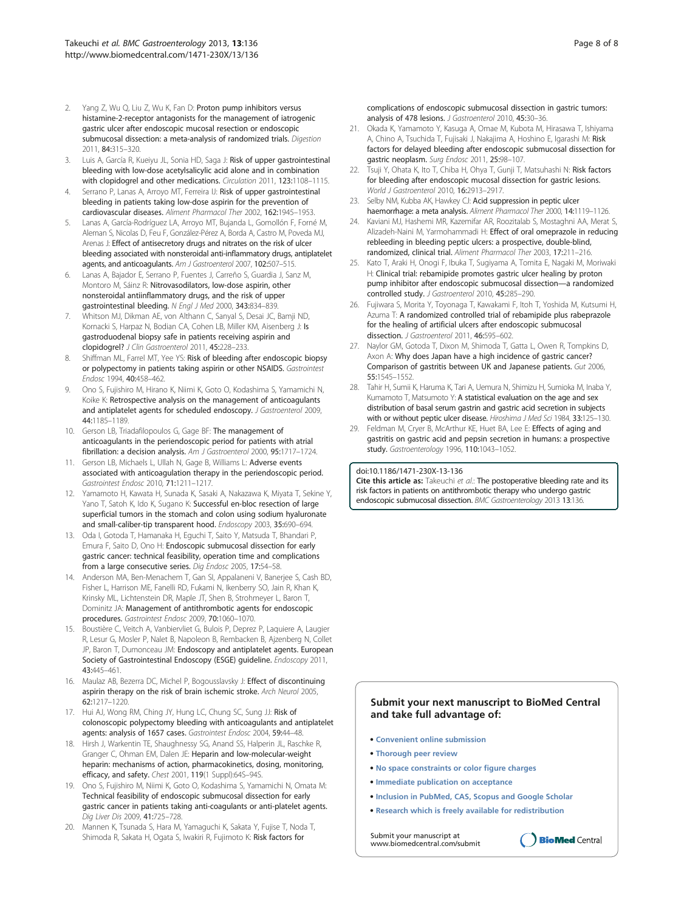2. Yang Z, Wu Q, Liu Z, Wu K, Fan D: **Proton pump inhibitors versus histamine-2-receptor antagonists for the management of iatrogenic gastric ulcer after endoscopic mucosal resection or endoscopic submucosal dissection: a meta-analysis of randomized trials.** *Digestion* 2011, **84:**315–320.
3. Luis A, García R, Kueiyu JL, Sonia HD, Saga J: **Risk of upper gastrointestinal bleeding with low-dose acetylsalicylic acid alone and in combination with clopidogrel and other medications.** *Circulation* 2011, **123:**1108–1115.
4. Serrano P, Lanas A, Arroyo MT, Ferreira IJ: **Risk of upper gastrointestinal bleeding in patients taking low-dose aspirin for the prevention of cardiovascular diseases.** *Aliment Pharmacol Ther* 2002, **162:**1945–1953.
5. Lanas A, García-Rodríguez LA, Arroyo MT, Bujanda L, Gomollón F, Forné M, Aleman S, Nicolas D, Feu F, González-Pérez A, Borda A, Castro M, Poveda MJ, Arenas J: **Effect of antisecretory drugs and nitrates on the risk of ulcer bleeding associated with nonsteroidal anti-inflammatory drugs, antiplatelet agents, and anticoagulants.** *Am J Gastroenterol* 2007, **102:**507–515.
6. Lanas A, Bajador E, Serrano P, Fuentes J, Carreño S, Guardia J, Sanz M, Montoro M, Sáinz R: **Nitrovasodilators, low-dose aspirin, other nonsteroidal antiinflammatory drugs, and the risk of upper gastrointestinal bleeding.** *N Engl J Med* 2000, **343:**834–839.
7. Whitson MJ, Dikman AE, von Althann C, Sanyal S, Desai JC, Bamji ND, Kornacki S, Harpaz N, Bodian CA, Cohen LB, Miller KM, Aisenberg J: **Is gastroduodenal biopsy safe in patients receiving aspirin and clopidogrel?** *J Clin Gastroenterol* 2011, **45:**228–233.
8. Shiffman ML, Farrel MT, Yee YS: **Risk of bleeding after endoscopic biopsy or polypectomy in patients taking aspirin or other NSAIDS.** *Gastrointest Endosc* 1994, **40:**458–462.
9. Ono S, Fujishiro M, Hirano K, Niimi K, Goto O, Kodashima S, Yamamichi N, Koike K: **Retrospective analysis on the management of anticoagulants and antiplatelet agents for scheduled endoscopy.** *J Gastroenterol* 2009, **44:**1185–1189.
10. Gerson LB, Triadafilopoulos G, Gage BF: **The management of anticoagulants in the periendoscopic period for patients with atrial fibrillation: a decision analysis.** *Am J Gastroenterol* 2000, **95:**1717–1724.
11. Gerson LB, Michaels L, Ullah N, Gage B, Williams L: **Adverse events associated with anticoagulation therapy in the periendoscopic period.** *Gastrointest Endosc* 2010, **71:**1211–1217.
12. Yamamoto H, Kawata H, Sunada K, Sasaki A, Nakazawa K, Miyata T, Sekine Y, Yano T, Satoh K, Ido K, Sugano K: **Successful en-bloc resection of large superficial tumors in the stomach and colon using sodium hyaluronate and small-caliber-tip transparent hood.** *Endoscopy* 2003, **35:**690–694.
13. Oda I, Gotoda T, Hamanaka H, Eguchi T, Saito Y, Matsuda T, Bhandari P, Emura F, Saito D, Ono H: **Endoscopic submucosal dissection for early gastric cancer: technical feasibility, operation time and complications from a large consecutive series.** *Dig Endosc* 2005, **17:**54–58.
14. Anderson MA, Ben-Menachem T, Gan SI, Appalaneni V, Banerjee S, Cash BD, Fisher L, Harrison ME, Fanelli RD, Fukami N, Ikenberry SO, Jain R, Khan K, Krinsky ML, Lichtenstein DR, Maple JT, Shen B, Strohmeyer L, Baron T, Dominitz JA: **Management of antithrombotic agents for endoscopic procedures.** *Gastrointest Endosc* 2009, **70:**1060–1070.
15. Boustière C, Veitch A, Vanbiervliet G, Bulois P, Deprez P, Laquiere A, Laugier R, Lesur G, Mosler P, Nalet B, Napoleon B, Rembacken B, Ajzenberg N, Collet JP, Baron T, Dumonceau JM: **Endoscopy and antiplatelet agents. European Society of Gastrointestinal Endoscopy (ESGE) guideline.** *Endoscopy* 2011, **43:**445–461.
16. Maulaz AB, Bezerra DC, Michel P, Bogousslavsky J: **Effect of discontinuing aspirin therapy on the risk of brain ischemic stroke.** *Arch Neurol* 2005, **62:**1217–1220.
17. Hui AJ, Wong RM, Ching JY, Hung LC, Chung SC, Sung JJ: **Risk of colonoscopic polypectomy bleeding with anticoagulants and antiplatelet agents: analysis of 1657 cases.** *Gastrointest Endosc* 2004, **59:**44–48.
18. Hirsh J, Warkentin TE, Shaughnessy SG, Anand SS, Halperin JL, Raschke R, Granger C, Ohman EM, Dalen JE: **Heparin and low-molecular-weight heparin: mechanisms of action, pharmacokinetics, dosing, monitoring, efficacy, and safety.** *Chest* 2001, **119**(1 Suppl):64S–94S.
19. Ono S, Fujishiro M, Niimi K, Goto O, Kodashima S, Yamamichi N, Omata M: **Technical feasibility of endoscopic submucosal dissection for early gastric cancer in patients taking anti-coagulants or anti-platelet agents.** *Dig Liver Dis* 2009, **41:**725–728.
20. Mannen K, Tsunada S, Hara M, Yamaguchi K, Sakata Y, Fujise T, Noda T, Shimoda R, Sakata H, Ogata S, Iwakiri R, Fujimoto K: **Risk factors for complications of endoscopic submucosal dissection in gastric tumors: analysis of 478 lesions.** *J Gastroenterol* 2010, **45:**30–36.
21. Okada K, Yamamoto Y, Kasuga A, Omae M, Kubota M, Hirasawa T, Ishiyama A, Chino A, Tsuchida T, Fujisaki J, Nakajima A, Hoshino E, Igarashi M: **Risk factors for delayed bleeding after endoscopic submucosal dissection for gastric neoplasm.** *Surg Endosc* 2011, **25:**98–107.
22. Tsuji Y, Ohata K, Ito T, Chiba H, Ohya T, Gunji T, Matsuhashi N: **Risk factors for bleeding after endoscopic mucosal dissection for gastric lesions.** *World J Gastroenterol* 2010, **16:**2913–2917.
23. Selby NM, Kubba AK, Hawkey CJ: **Acid suppression in peptic ulcer haemorrhage: a meta analysis.** *Aliment Pharmacol Ther* 2000, **14:**1119–1126.
24. Kaviani MJ, Hashemi MR, Kazemifar AR, Roozitalab S, Mostaghni AA, Merat S, Alizadeh-Naini M, Yarmohammadi H: **Effect of oral omeprazole in reducing rebleeding in bleeding peptic ulcers: a prospective, double-blind, randomized, clinical trial.** *Aliment Pharmacol Ther* 2003, **17:**211–216.
25. Kato T, Araki H, Onogi F, Ibuka T, Sugiyama A, Tomita E, Nagaki M, Moriwaki H: **Clinical trial: rebamipide promotes gastric ulcer healing by proton pump inhibitor after endoscopic submucosal dissection—a randomized controlled study.** *J Gastroenterol* 2010, **45:**285–290.
26. Fujiwara S, Morita Y, Toyonaga T, Kawakami F, Itoh T, Yoshida M, Kutsumi H, Azuma T: **A randomized controlled trial of rebamipide plus rabeprazole for the healing of artificial ulcers after endoscopic submucosal dissection.** *J Gastroenterol* 2011, **46:**595–602.
27. Naylor GM, Gotoda T, Dixon M, Shimoda T, Gatta L, Owen R, Tompkins D, Axon A: **Why does Japan have a high incidence of gastric cancer? Comparison of gastritis between UK and Japanese patients.** *Gut* 2006, **55:**1545–1552.
28. Tahir H, Sumii K, Haruma K, Tari A, Uemura N, Shimizu H, Sumioka M, Inaba Y, Kumamoto T, Matsumoto Y: **A statistical evaluation on the age and sex distribution of basal serum gastrin and gastric acid secretion in subjects with or without peptic ulcer disease.** *Hiroshima J Med Sci* 1984, **33:**125–130.
29. Feldman M, Cryer B, McArthur KE, Huet BA, Lee E: **Effects of aging and gastritis on gastric acid and pepsin secretion in humans: a prospective study.** *Gastroenterology* 1996, **110:**1043–1052.

doi:10.1186/1471-230X-13-136

**Cite this article as:** Takeuchi *et al.*: The postoperative bleeding rate and its risk factors in patients on antithrombotic therapy who undergo gastric endoscopic submucosal dissection. *BMC Gastroenterology* 2013 **13**:136.

**Submit your next manuscript to BioMed Central and take full advantage of:**

- **Convenient online submission**
- **Thorough peer review**
- **No space constraints or color figure charges**
- **Immediate publication on acceptance**
- **Inclusion in PubMed, CAS, Scopus and Google Scholar**
- **Research which is freely available for redistribution**

Submit your manuscript at www.biomedcentral.com/submit

BioMed Central